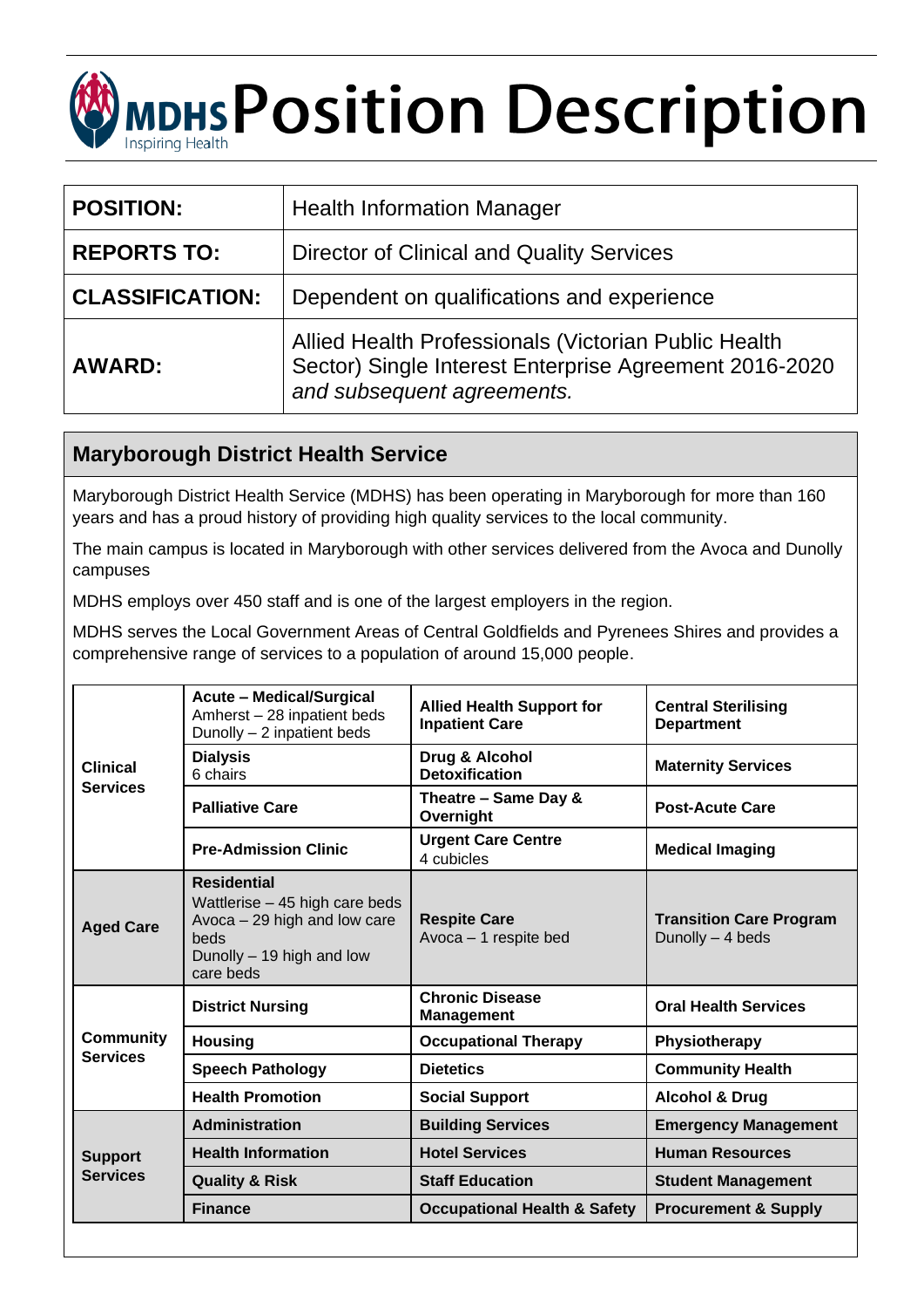# MDHS Position Description

| **POSITION:** | Health Information Manager |
|---|---|
| **REPORTS TO:** | Director of Clinical and Quality Services |
| **CLASSIFICATION:** | Dependent on qualifications and experience |
| **AWARD:** | Allied Health Professionals (Victorian Public Health Sector) Single Interest Enterprise Agreement 2016-2020 *and subsequent agreements.* |

## Maryborough District Health Service

Maryborough District Health Service (MDHS) has been operating in Maryborough for more than 160 years and has a proud history of providing high quality services to the local community.

The main campus is located in Maryborough with other services delivered from the Avoca and Dunolly campuses

MDHS employs over 450 staff and is one of the largest employers in the region.

MDHS serves the Local Government Areas of Central Goldfields and Pyrenees Shires and provides a comprehensive range of services to a population of around 15,000 people.

| | | | |
|---|---|---|---|
| **Clinical Services** | **Acute – Medical/Surgical** Amherst – 28 inpatient beds Dunolly – 2 inpatient beds | **Allied Health Support for Inpatient Care** | **Central Sterilising Department** |
| | **Dialysis** 6 chairs | **Drug & Alcohol Detoxification** | **Maternity Services** |
| | **Palliative Care** | **Theatre – Same Day & Overnight** | **Post-Acute Care** |
| | **Pre-Admission Clinic** | **Urgent Care Centre** 4 cubicles | **Medical Imaging** |
| **Aged Care** | **Residential** Wattlerise – 45 high care beds Avoca – 29 high and low care beds Dunolly – 19 high and low care beds | **Respite Care** Avoca – 1 respite bed | **Transition Care Program** Dunolly – 4 beds |
| **Community Services** | **District Nursing** | **Chronic Disease Management** | **Oral Health Services** |
| | **Housing** | **Occupational Therapy** | **Physiotherapy** |
| | **Speech Pathology** | **Dietetics** | **Community Health** |
| | **Health Promotion** | **Social Support** | **Alcohol & Drug** |
| **Support Services** | **Administration** | **Building Services** | **Emergency Management** |
| | **Health Information** | **Hotel Services** | **Human Resources** |
| | **Quality & Risk** | **Staff Education** | **Student Management** |
| | **Finance** | **Occupational Health & Safety** | **Procurement & Supply** |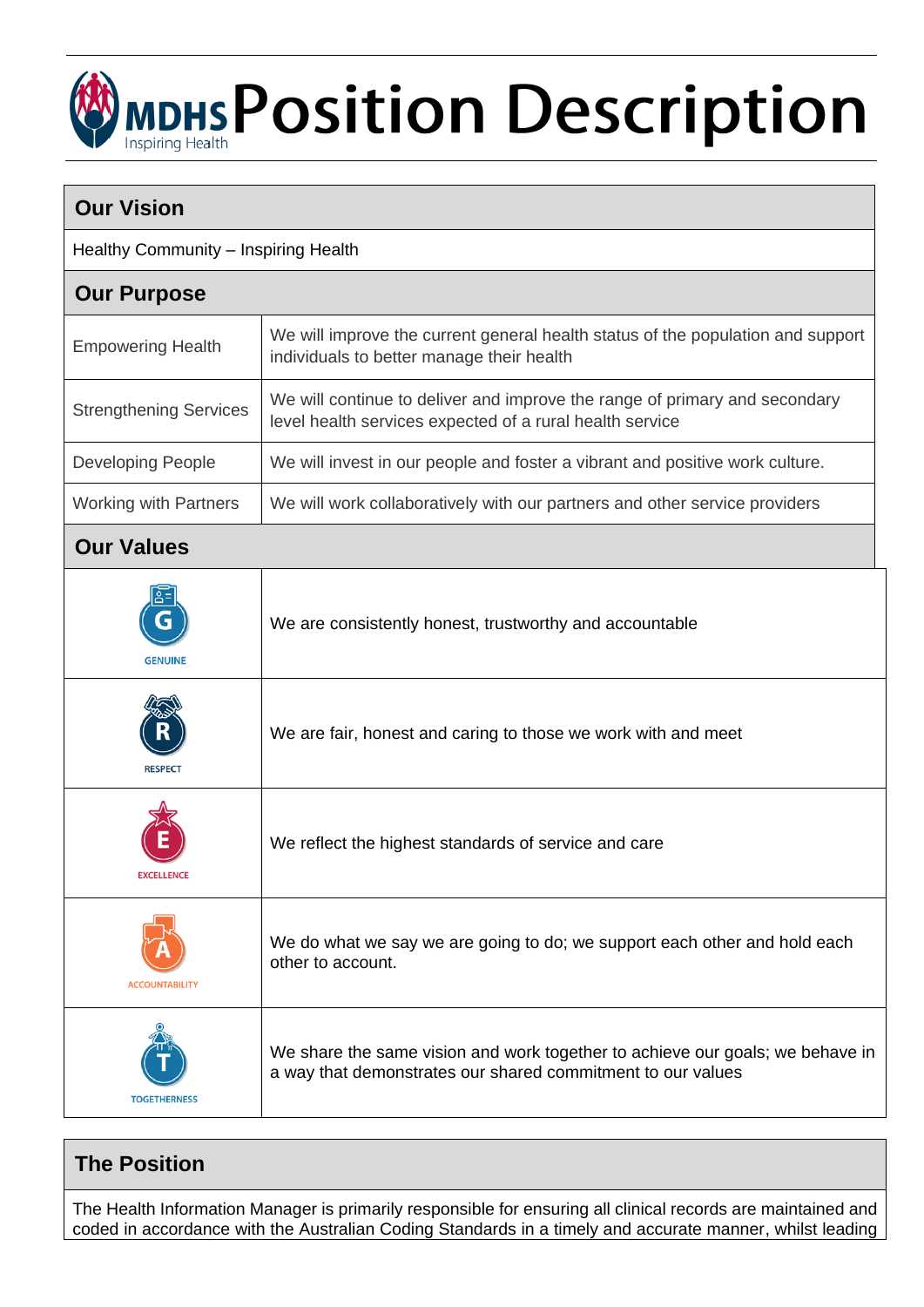# MDHS Position Description

## Our Vision

Healthy Community – Inspiring Health

## Our Purpose

| | |
|---|---|
| Empowering Health | We will improve the current general health status of the population and support individuals to better manage their health |
| Strengthening Services | We will continue to deliver and improve the range of primary and secondary level health services expected of a rural health service |
| Developing People | We will invest in our people and foster a vibrant and positive work culture. |
| Working with Partners | We will work collaboratively with our partners and other service providers |

## Our Values

| | |
|---|---|
| G GENUINE | We are consistently honest, trustworthy and accountable |
| R RESPECT | We are fair, honest and caring to those we work with and meet |
| E EXCELLENCE | We reflect the highest standards of service and care |
| A ACCOUNTABILITY | We do what we say we are going to do; we support each other and hold each other to account. |
| T TOGETHERNESS | We share the same vision and work together to achieve our goals; we behave in a way that demonstrates our shared commitment to our values |

## The Position

The Health Information Manager is primarily responsible for ensuring all clinical records are maintained and coded in accordance with the Australian Coding Standards in a timely and accurate manner, whilst leading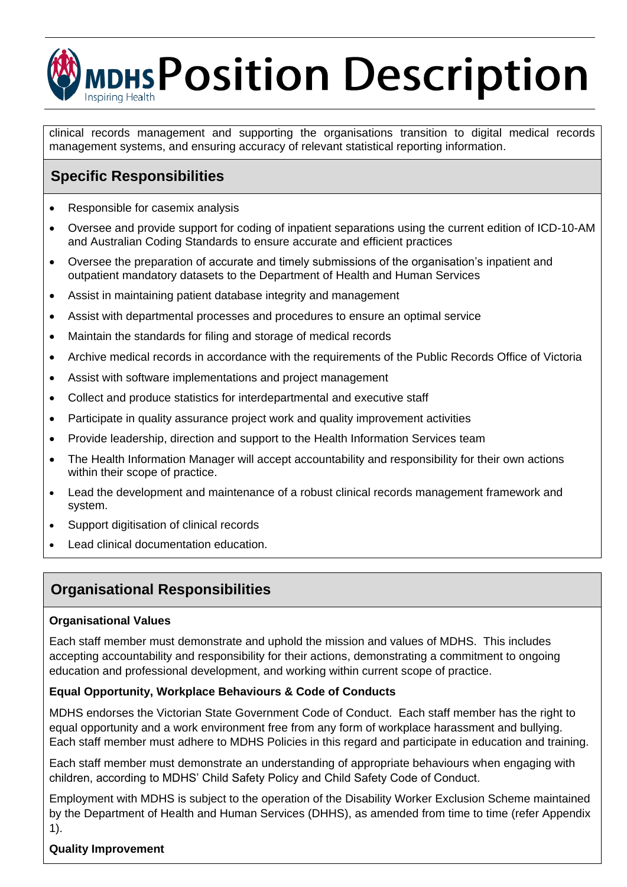clinical records management and supporting the organisations transition to digital medical records management systems, and ensuring accuracy of relevant statistical reporting information.

## Specific Responsibilities

- Responsible for casemix analysis
- Oversee and provide support for coding of inpatient separations using the current edition of ICD-10-AM and Australian Coding Standards to ensure accurate and efficient practices
- Oversee the preparation of accurate and timely submissions of the organisation's inpatient and outpatient mandatory datasets to the Department of Health and Human Services
- Assist in maintaining patient database integrity and management
- Assist with departmental processes and procedures to ensure an optimal service
- Maintain the standards for filing and storage of medical records
- Archive medical records in accordance with the requirements of the Public Records Office of Victoria
- Assist with software implementations and project management
- Collect and produce statistics for interdepartmental and executive staff
- Participate in quality assurance project work and quality improvement activities
- Provide leadership, direction and support to the Health Information Services team
- The Health Information Manager will accept accountability and responsibility for their own actions within their scope of practice.
- Lead the development and maintenance of a robust clinical records management framework and system.
- Support digitisation of clinical records
- Lead clinical documentation education.

## Organisational Responsibilities

**Organisational Values**

Each staff member must demonstrate and uphold the mission and values of MDHS. This includes accepting accountability and responsibility for their actions, demonstrating a commitment to ongoing education and professional development, and working within current scope of practice.

**Equal Opportunity, Workplace Behaviours & Code of Conducts**

MDHS endorses the Victorian State Government Code of Conduct. Each staff member has the right to equal opportunity and a work environment free from any form of workplace harassment and bullying. Each staff member must adhere to MDHS Policies in this regard and participate in education and training.

Each staff member must demonstrate an understanding of appropriate behaviours when engaging with children, according to MDHS' Child Safety Policy and Child Safety Code of Conduct.

Employment with MDHS is subject to the operation of the Disability Worker Exclusion Scheme maintained by the Department of Health and Human Services (DHHS), as amended from time to time (refer Appendix 1).

**Quality Improvement**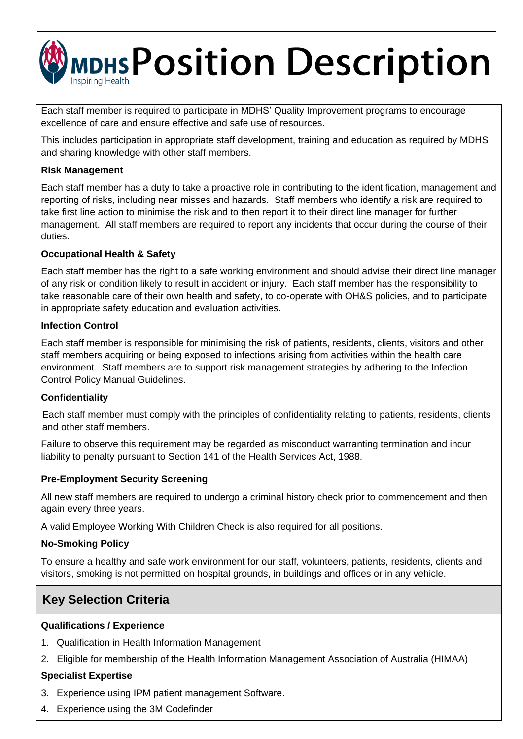Each staff member is required to participate in MDHS' Quality Improvement programs to encourage excellence of care and ensure effective and safe use of resources.

This includes participation in appropriate staff development, training and education as required by MDHS and sharing knowledge with other staff members.

**Risk Management**

Each staff member has a duty to take a proactive role in contributing to the identification, management and reporting of risks, including near misses and hazards. Staff members who identify a risk are required to take first line action to minimise the risk and to then report it to their direct line manager for further management. All staff members are required to report any incidents that occur during the course of their duties.

**Occupational Health & Safety**

Each staff member has the right to a safe working environment and should advise their direct line manager of any risk or condition likely to result in accident or injury. Each staff member has the responsibility to take reasonable care of their own health and safety, to co-operate with OH&S policies, and to participate in appropriate safety education and evaluation activities.

**Infection Control**

Each staff member is responsible for minimising the risk of patients, residents, clients, visitors and other staff members acquiring or being exposed to infections arising from activities within the health care environment. Staff members are to support risk management strategies by adhering to the Infection Control Policy Manual Guidelines.

**Confidentiality**

Each staff member must comply with the principles of confidentiality relating to patients, residents, clients and other staff members.

Failure to observe this requirement may be regarded as misconduct warranting termination and incur liability to penalty pursuant to Section 141 of the Health Services Act, 1988.

**Pre-Employment Security Screening**

All new staff members are required to undergo a criminal history check prior to commencement and then again every three years.

A valid Employee Working With Children Check is also required for all positions.

**No-Smoking Policy**

To ensure a healthy and safe work environment for our staff, volunteers, patients, residents, clients and visitors, smoking is not permitted on hospital grounds, in buildings and offices or in any vehicle.

## Key Selection Criteria

**Qualifications / Experience**

1. Qualification in Health Information Management
2. Eligible for membership of the Health Information Management Association of Australia (HIMAA)

**Specialist Expertise**

3. Experience using IPM patient management Software.
4. Experience using the 3M Codefinder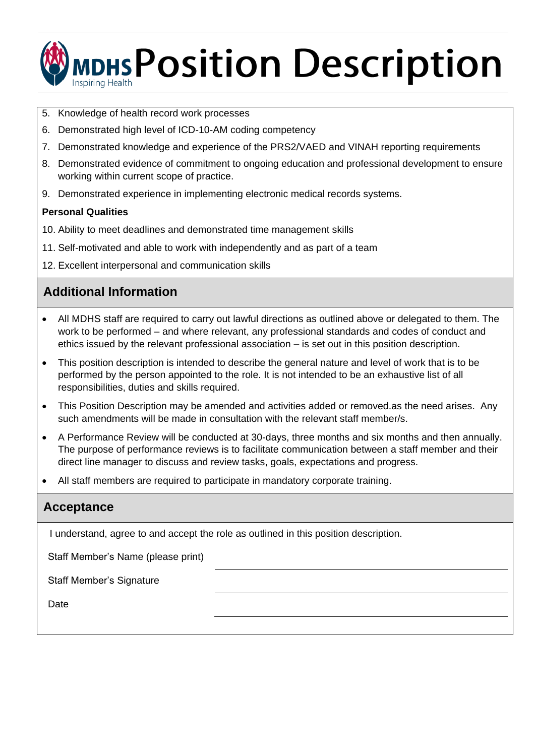5. Knowledge of health record work processes
6. Demonstrated high level of ICD-10-AM coding competency
7. Demonstrated knowledge and experience of the PRS2/VAED and VINAH reporting requirements
8. Demonstrated evidence of commitment to ongoing education and professional development to ensure working within current scope of practice.
9. Demonstrated experience in implementing electronic medical records systems.

**Personal Qualities**

10. Ability to meet deadlines and demonstrated time management skills
11. Self-motivated and able to work with independently and as part of a team
12. Excellent interpersonal and communication skills

## Additional Information

- All MDHS staff are required to carry out lawful directions as outlined above or delegated to them. The work to be performed – and where relevant, any professional standards and codes of conduct and ethics issued by the relevant professional association – is set out in this position description.
- This position description is intended to describe the general nature and level of work that is to be performed by the person appointed to the role. It is not intended to be an exhaustive list of all responsibilities, duties and skills required.
- This Position Description may be amended and activities added or removed.as the need arises. Any such amendments will be made in consultation with the relevant staff member/s.
- A Performance Review will be conducted at 30-days, three months and six months and then annually. The purpose of performance reviews is to facilitate communication between a staff member and their direct line manager to discuss and review tasks, goals, expectations and progress.
- All staff members are required to participate in mandatory corporate training.

## Acceptance

I understand, agree to and accept the role as outlined in this position description.

| | |
|---|---|
| Staff Member's Name (please print) | |
| Staff Member's Signature | |
| Date | |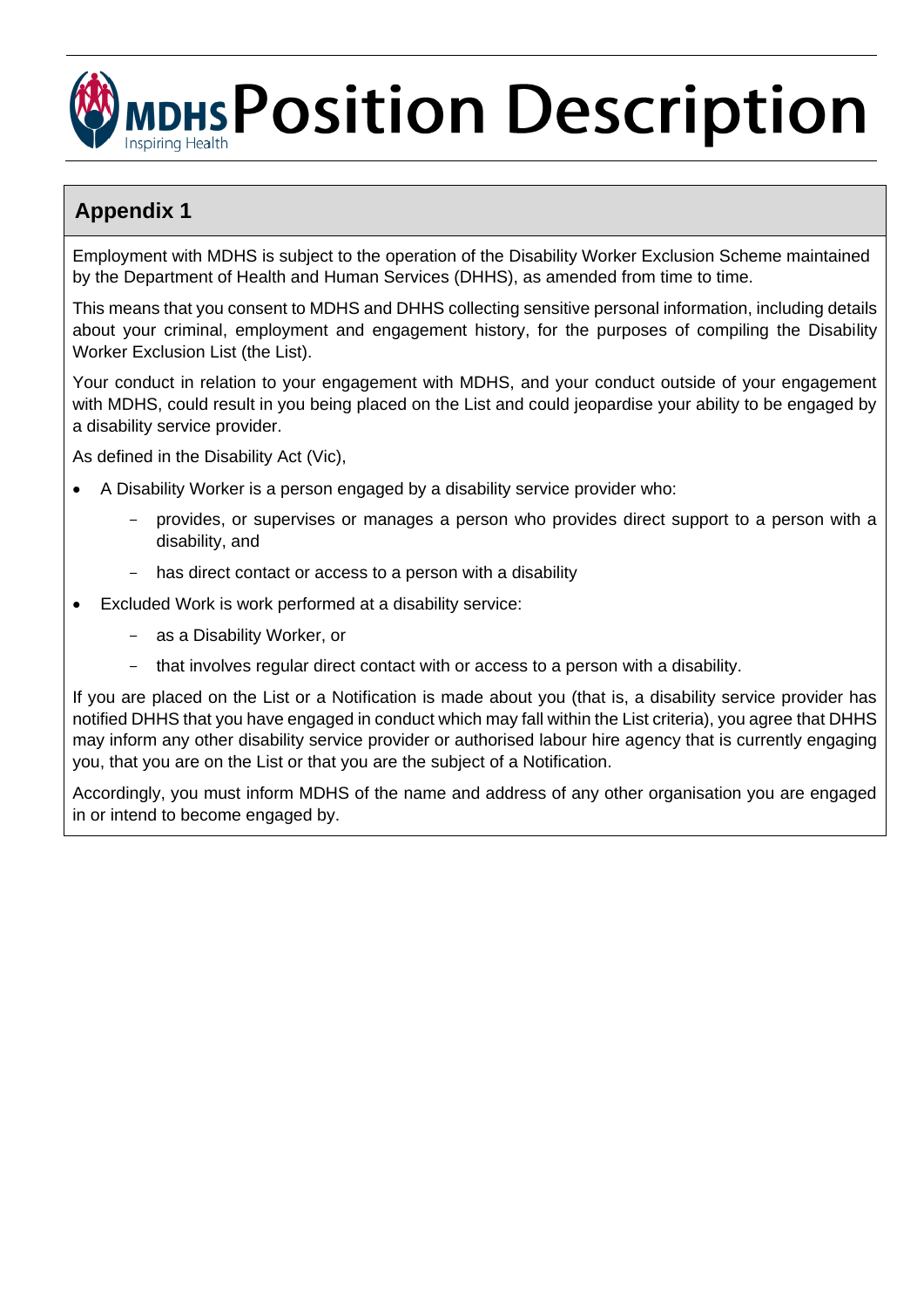## Appendix 1

Employment with MDHS is subject to the operation of the Disability Worker Exclusion Scheme maintained by the Department of Health and Human Services (DHHS), as amended from time to time.

This means that you consent to MDHS and DHHS collecting sensitive personal information, including details about your criminal, employment and engagement history, for the purposes of compiling the Disability Worker Exclusion List (the List).

Your conduct in relation to your engagement with MDHS, and your conduct outside of your engagement with MDHS, could result in you being placed on the List and could jeopardise your ability to be engaged by a disability service provider.

As defined in the Disability Act (Vic),

- A Disability Worker is a person engaged by a disability service provider who:
  - provides, or supervises or manages a person who provides direct support to a person with a disability, and
  - has direct contact or access to a person with a disability
- Excluded Work is work performed at a disability service:
  - as a Disability Worker, or
  - that involves regular direct contact with or access to a person with a disability.

If you are placed on the List or a Notification is made about you (that is, a disability service provider has notified DHHS that you have engaged in conduct which may fall within the List criteria), you agree that DHHS may inform any other disability service provider or authorised labour hire agency that is currently engaging you, that you are on the List or that you are the subject of a Notification.

Accordingly, you must inform MDHS of the name and address of any other organisation you are engaged in or intend to become engaged by.